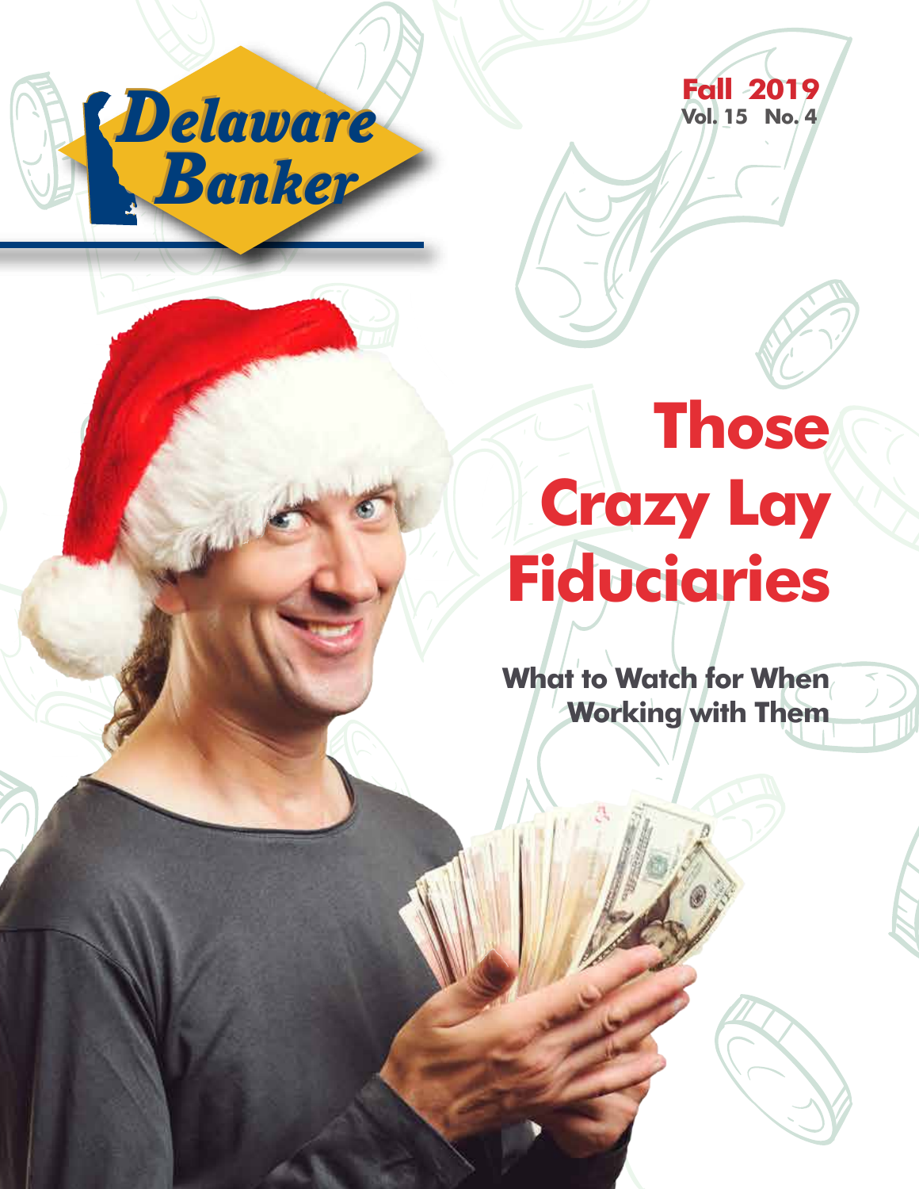# Delaware Banker

Fall 2019
Vol. 15 No. 4

# Those Crazy Lay Fiduciaries

## What to Watch for When Working with Them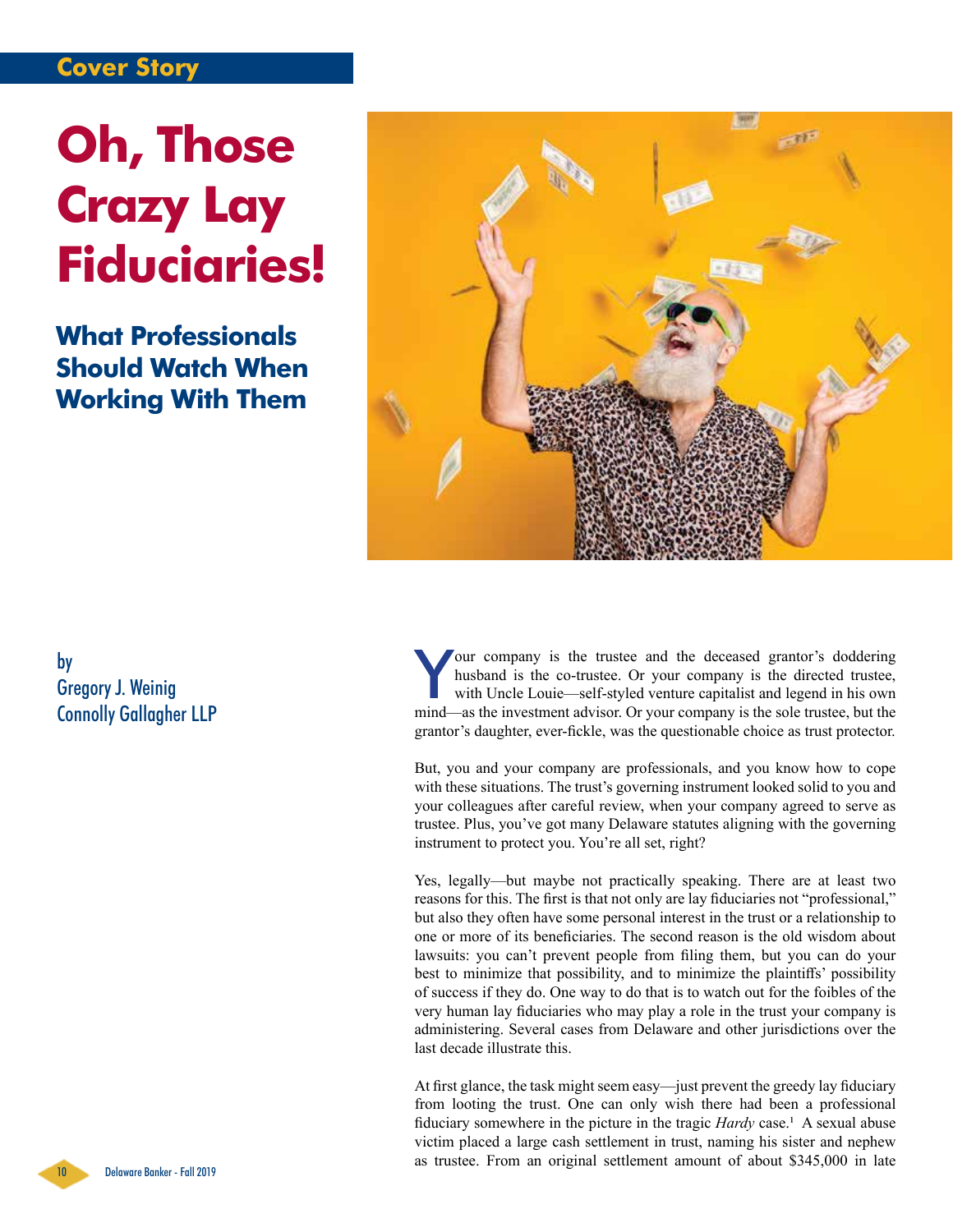Cover Story

# Oh, Those Crazy Lay Fiduciaries!

## What Professionals Should Watch When Working With Them

by
Gregory J. Weinig
Connolly Gallagher LLP

Your company is the trustee and the deceased grantor's doddering husband is the co-trustee. Or your company is the directed trustee, with Uncle Louie—self-styled venture capitalist and legend in his own mind—as the investment advisor. Or your company is the sole trustee, but the grantor's daughter, ever-fickle, was the questionable choice as trust protector.

But, you and your company are professionals, and you know how to cope with these situations. The trust's governing instrument looked solid to you and your colleagues after careful review, when your company agreed to serve as trustee. Plus, you've got many Delaware statutes aligning with the governing instrument to protect you. You're all set, right?

Yes, legally—but maybe not practically speaking. There are at least two reasons for this. The first is that not only are lay fiduciaries not "professional," but also they often have some personal interest in the trust or a relationship to one or more of its beneficiaries. The second reason is the old wisdom about lawsuits: you can't prevent people from filing them, but you can do your best to minimize that possibility, and to minimize the plaintiffs' possibility of success if they do. One way to do that is to watch out for the foibles of the very human lay fiduciaries who may play a role in the trust your company is administering. Several cases from Delaware and other jurisdictions over the last decade illustrate this.

At first glance, the task might seem easy—just prevent the greedy lay fiduciary from looting the trust. One can only wish there had been a professional fiduciary somewhere in the picture in the tragic *Hardy* case.[1] A sexual abuse victim placed a large cash settlement in trust, naming his sister and nephew as trustee. From an original settlement amount of about $345,000 in late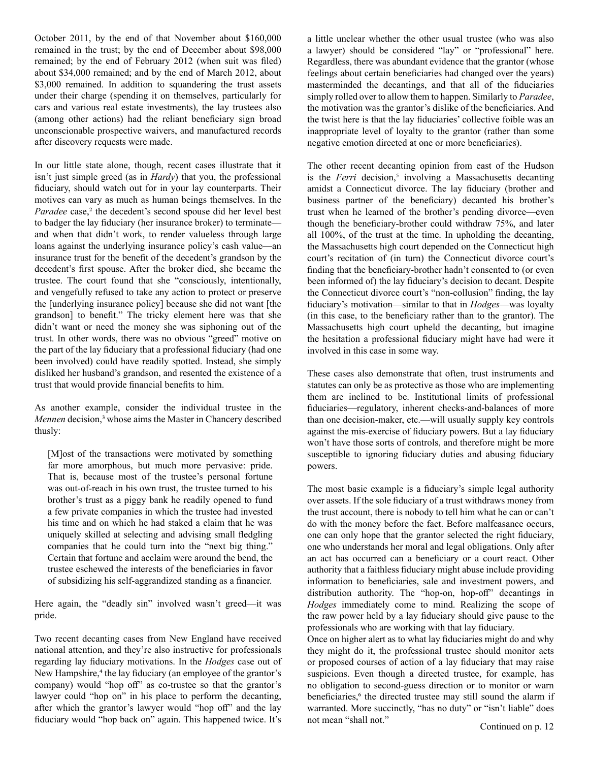October 2011, by the end of that November about $160,000 remained in the trust; by the end of December about $98,000 remained; by the end of February 2012 (when suit was filed) about $34,000 remained; and by the end of March 2012, about $3,000 remained. In addition to squandering the trust assets under their charge (spending it on themselves, particularly for cars and various real estate investments), the lay trustees also (among other actions) had the reliant beneficiary sign broad unconscionable prospective waivers, and manufactured records after discovery requests were made.

In our little state alone, though, recent cases illustrate that it isn't just simple greed (as in *Hardy*) that you, the professional fiduciary, should watch out for in your lay counterparts. Their motives can vary as much as human beings themselves. In the *Paradee* case,[2] the decedent's second spouse did her level best to badger the lay fiduciary (her insurance broker) to terminate—and when that didn't work, to render valueless through large loans against the underlying insurance policy's cash value—an insurance trust for the benefit of the decedent's grandson by the decedent's first spouse. After the broker died, she became the trustee. The court found that she "consciously, intentionally, and vengefully refused to take any action to protect or preserve the [underlying insurance policy] because she did not want [the grandson] to benefit." The tricky element here was that she didn't want or need the money she was siphoning out of the trust. In other words, there was no obvious "greed" motive on the part of the lay fiduciary that a professional fiduciary (had one been involved) could have readily spotted. Instead, she simply disliked her husband's grandson, and resented the existence of a trust that would provide financial benefits to him.

As another example, consider the individual trustee in the *Mennen* decision,[3] whose aims the Master in Chancery described thusly:

> [M]ost of the transactions were motivated by something far more amorphous, but much more pervasive: pride. That is, because most of the trustee's personal fortune was out-of-reach in his own trust, the trustee turned to his brother's trust as a piggy bank he readily opened to fund a few private companies in which the trustee had invested his time and on which he had staked a claim that he was uniquely skilled at selecting and advising small fledgling companies that he could turn into the "next big thing." Certain that fortune and acclaim were around the bend, the trustee eschewed the interests of the beneficiaries in favor of subsidizing his self-aggrandized standing as a financier.

Here again, the "deadly sin" involved wasn't greed—it was pride.

Two recent decanting cases from New England have received national attention, and they're also instructive for professionals regarding lay fiduciary motivations. In the *Hodges* case out of New Hampshire,[4] the lay fiduciary (an employee of the grantor's company) would "hop off" as co-trustee so that the grantor's lawyer could "hop on" in his place to perform the decanting, after which the grantor's lawyer would "hop off" and the lay fiduciary would "hop back on" again. This happened twice. It's a little unclear whether the other usual trustee (who was also a lawyer) should be considered "lay" or "professional" here. Regardless, there was abundant evidence that the grantor (whose feelings about certain beneficiaries had changed over the years) masterminded the decantings, and that all of the fiduciaries simply rolled over to allow them to happen. Similarly to *Paradee*, the motivation was the grantor's dislike of the beneficiaries. And the twist here is that the lay fiduciaries' collective foible was an inappropriate level of loyalty to the grantor (rather than some negative emotion directed at one or more beneficiaries).

The other recent decanting opinion from east of the Hudson is the *Ferri* decision,[5] involving a Massachusetts decanting amidst a Connecticut divorce. The lay fiduciary (brother and business partner of the beneficiary) decanted his brother's trust when he learned of the brother's pending divorce—even though the beneficiary-brother could withdraw 75%, and later all 100%, of the trust at the time. In upholding the decanting, the Massachusetts high court depended on the Connecticut high court's recitation of (in turn) the Connecticut divorce court's finding that the beneficiary-brother hadn't consented to (or even been informed of) the lay fiduciary's decision to decant. Despite the Connecticut divorce court's "non-collusion" finding, the lay fiduciary's motivation—similar to that in *Hodges*—was loyalty (in this case, to the beneficiary rather than to the grantor). The Massachusetts high court upheld the decanting, but imagine the hesitation a professional fiduciary might have had were it involved in this case in some way.

These cases also demonstrate that often, trust instruments and statutes can only be as protective as those who are implementing them are inclined to be. Institutional limits of professional fiduciaries—regulatory, inherent checks-and-balances of more than one decision-maker, etc.—will usually supply key controls against the mis-exercise of fiduciary powers. But a lay fiduciary won't have those sorts of controls, and therefore might be more susceptible to ignoring fiduciary duties and abusing fiduciary powers.

The most basic example is a fiduciary's simple legal authority over assets. If the sole fiduciary of a trust withdraws money from the trust account, there is nobody to tell him what he can or can't do with the money before the fact. Before malfeasance occurs, one can only hope that the grantor selected the right fiduciary, one who understands her moral and legal obligations. Only after an act has occurred can a beneficiary or a court react. Other authority that a faithless fiduciary might abuse include providing information to beneficiaries, sale and investment powers, and distribution authority. The "hop-on, hop-off" decantings in *Hodges* immediately come to mind. Realizing the scope of the raw power held by a lay fiduciary should give pause to the professionals who are working with that lay fiduciary.

Once on higher alert as to what lay fiduciaries might do and why they might do it, the professional trustee should monitor acts or proposed courses of action of a lay fiduciary that may raise suspicions. Even though a directed trustee, for example, has no obligation to second-guess direction or to monitor or warn beneficiaries,[6] the directed trustee may still sound the alarm if warranted. More succinctly, "has no duty" or "isn't liable" does not mean "shall not."

Continued on p. 12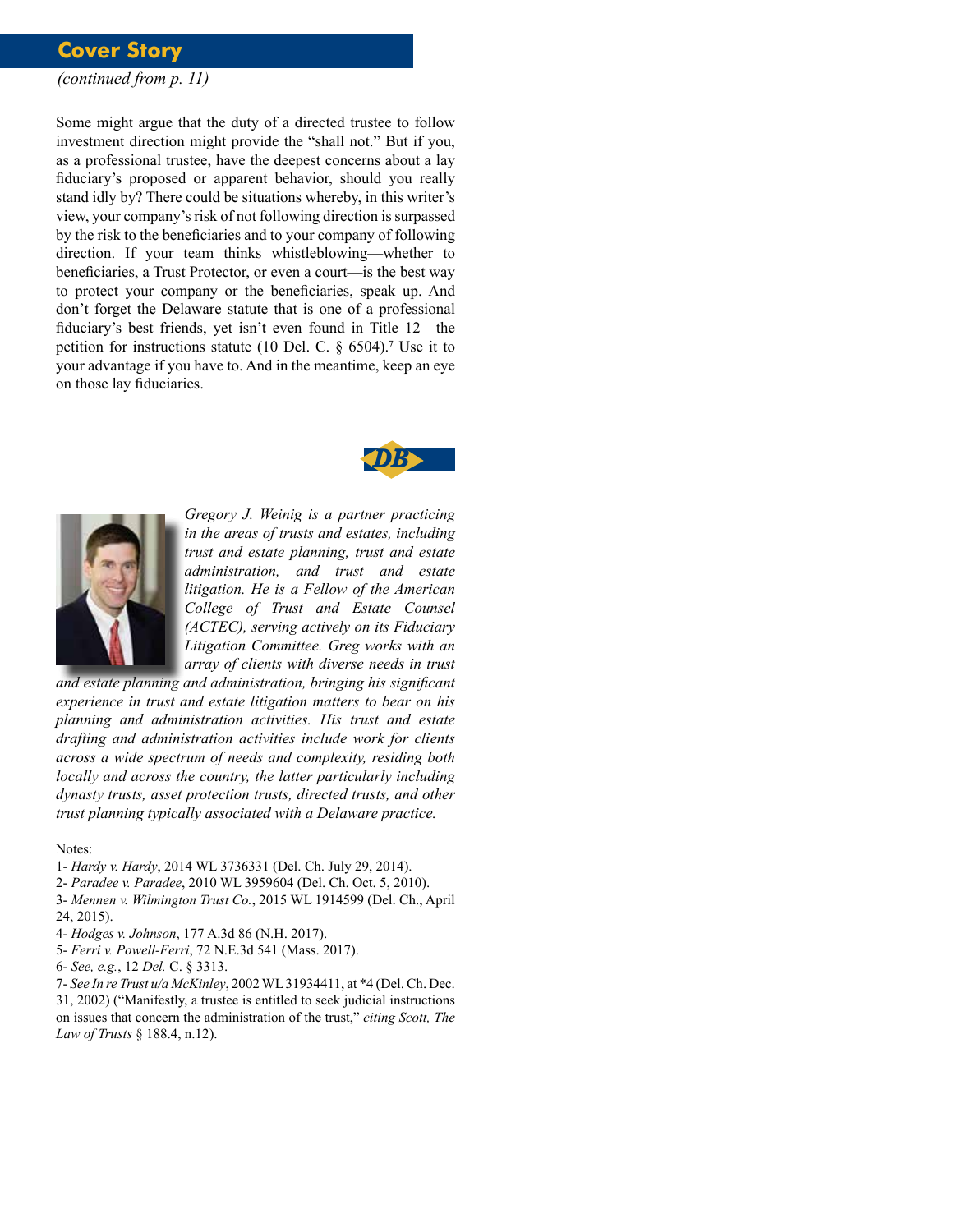## Cover Story

*(continued from p. 11)*

Some might argue that the duty of a directed trustee to follow investment direction might provide the "shall not." But if you, as a professional trustee, have the deepest concerns about a lay fiduciary's proposed or apparent behavior, should you really stand idly by? There could be situations whereby, in this writer's view, your company's risk of not following direction is surpassed by the risk to the beneficiaries and to your company of following direction. If your team thinks whistleblowing—whether to beneficiaries, a Trust Protector, or even a court—is the best way to protect your company or the beneficiaries, speak up. And don't forget the Delaware statute that is one of a professional fiduciary's best friends, yet isn't even found in Title 12—the petition for instructions statute (10 Del. C. § 6504).[7] Use it to your advantage if you have to. And in the meantime, keep an eye on those lay fiduciaries.

*Gregory J. Weinig is a partner practicing in the areas of trusts and estates, including trust and estate planning, trust and estate administration, and trust and estate litigation. He is a Fellow of the American College of Trust and Estate Counsel (ACTEC), serving actively on its Fiduciary Litigation Committee. Greg works with an array of clients with diverse needs in trust and estate planning and administration, bringing his significant experience in trust and estate litigation matters to bear on his planning and administration activities. His trust and estate drafting and administration activities include work for clients across a wide spectrum of needs and complexity, residing both locally and across the country, the latter particularly including dynasty trusts, asset protection trusts, directed trusts, and other trust planning typically associated with a Delaware practice.*

Notes:

1- *Hardy v. Hardy*, 2014 WL 3736331 (Del. Ch. July 29, 2014).

2- *Paradee v. Paradee*, 2010 WL 3959604 (Del. Ch. Oct. 5, 2010).

3- *Mennen v. Wilmington Trust Co.*, 2015 WL 1914599 (Del. Ch., April 24, 2015).

4- *Hodges v. Johnson*, 177 A.3d 86 (N.H. 2017).

5- *Ferri v. Powell-Ferri*, 72 N.E.3d 541 (Mass. 2017).

6- *See, e.g.*, 12 *Del.* C. § 3313.

7- *See In re Trust u/a McKinley*, 2002 WL 31934411, at *4 (Del. Ch. Dec. 31, 2002) ("Manifestly, a trustee is entitled to seek judicial instructions on issues that concern the administration of the trust," *citing Scott, The Law of Trusts* § 188.4, n.12).